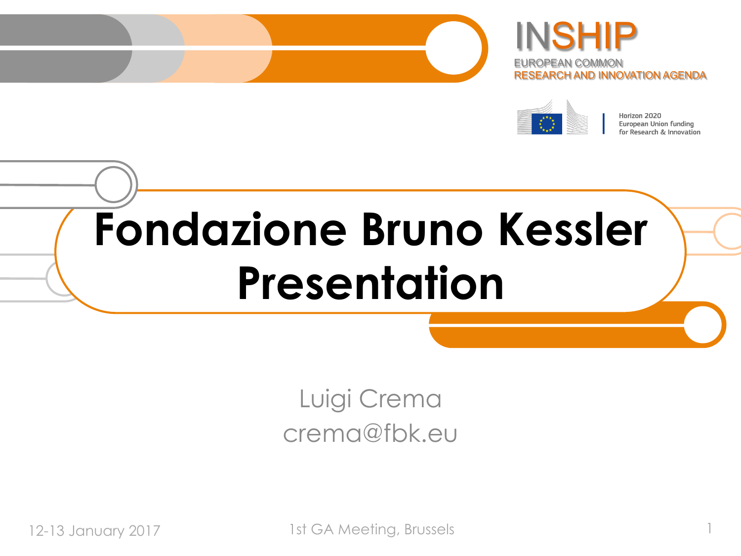INSHIP

EUROPEAN COMMON
RESEARCH AND INNOVATION AGENDA

Horizon 2020
European Union funding
for Research & Innovation

# Fondazione Bruno Kessler Presentation

Luigi Crema
crema@fbk.eu

12-13 January 2017

1st GA Meeting, Brussels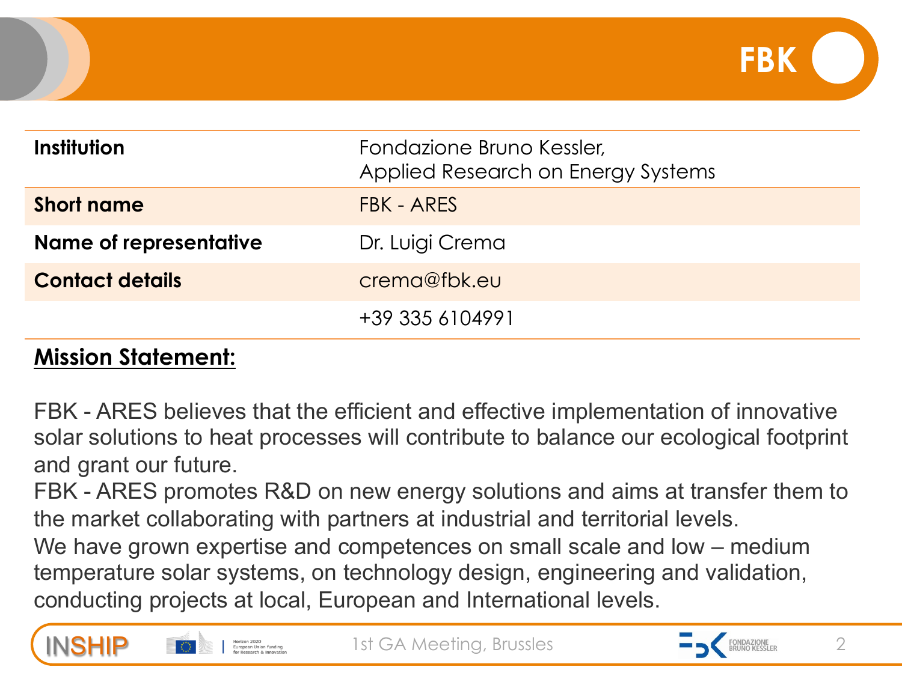# FBK

| Institution | Fondazione Bruno Kessler, Applied Research on Energy Systems |
|---|---|
| **Short name** | FBK - ARES |
| **Name of representative** | Dr. Luigi Crema |
| **Contact details** | crema@fbk.eu |
| | +39 335 6104991 |

**Mission Statement:**

FBK - ARES believes that the efficient and effective implementation of innovative solar solutions to heat processes will contribute to balance our ecological footprint and grant our future.
FBK - ARES promotes R&D on new energy solutions and aims at transfer them to the market collaborating with partners at industrial and territorial levels.
We have grown expertise and competences on small scale and low – medium temperature solar systems, on technology design, engineering and validation, conducting projects at local, European and International levels.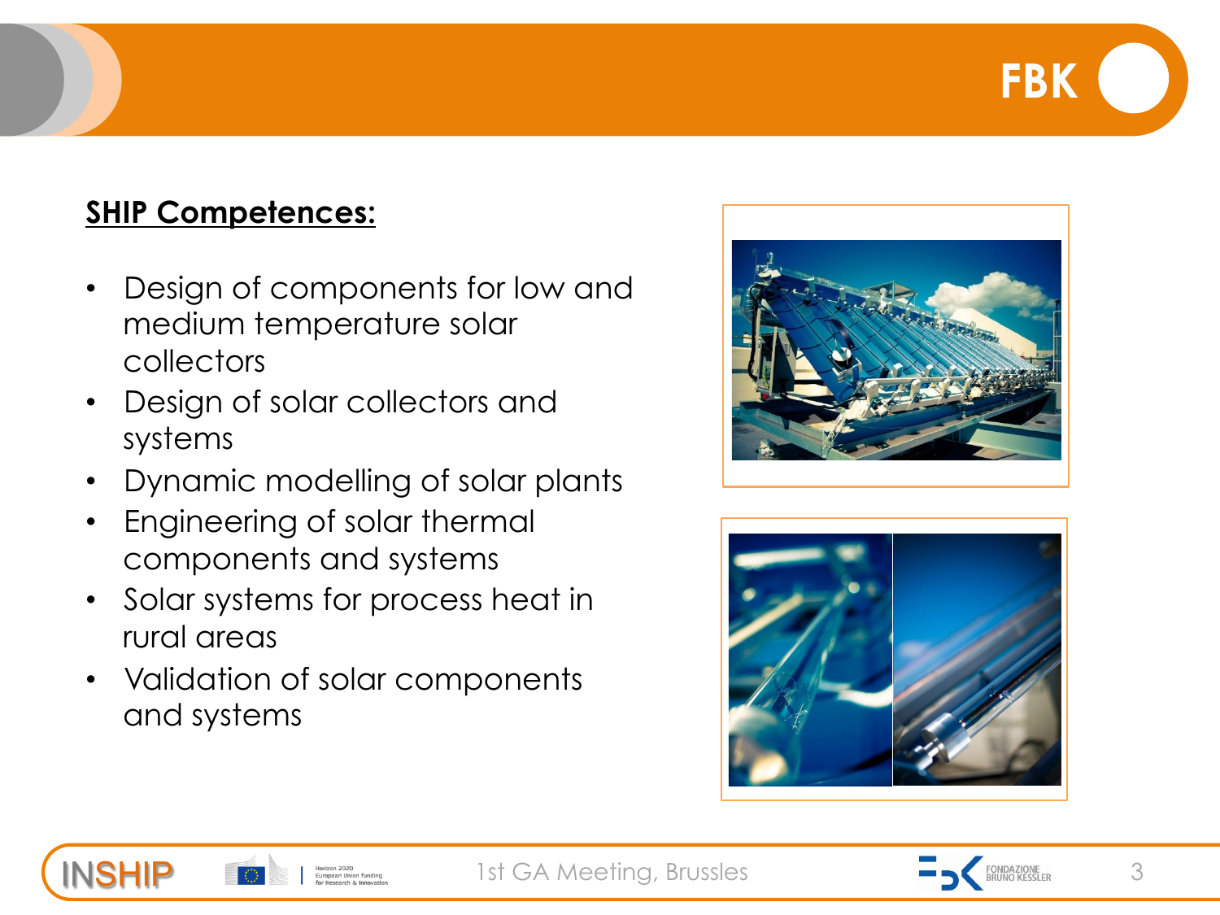# FBK

**SHIP Competences:**

- Design of components for low and medium temperature solar collectors
- Design of solar collectors and systems
- Dynamic modelling of solar plants
- Engineering of solar thermal components and systems
- Solar systems for process heat in rural areas
- Validation of solar components and systems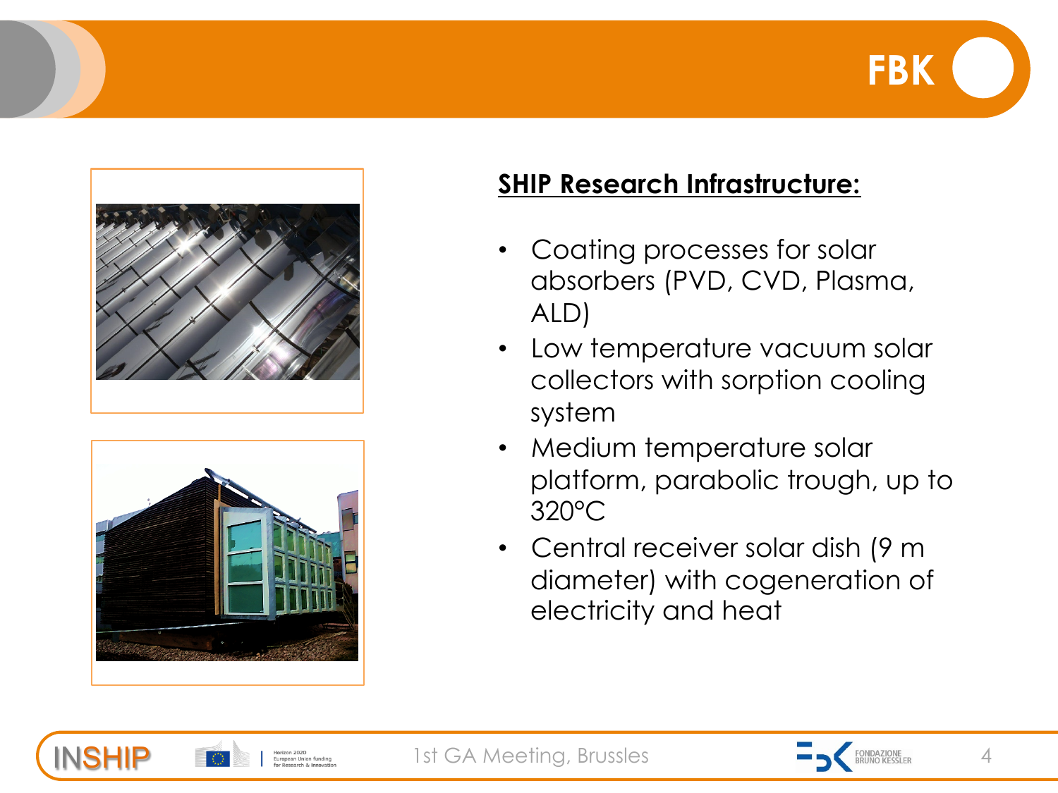## SHIP Research Infrastructure:

- Coating processes for solar absorbers (PVD, CVD, Plasma, ALD)
- Low temperature vacuum solar collectors with sorption cooling system
- Medium temperature solar platform, parabolic trough, up to 320°C
- Central receiver solar dish (9 m diameter) with cogeneration of electricity and heat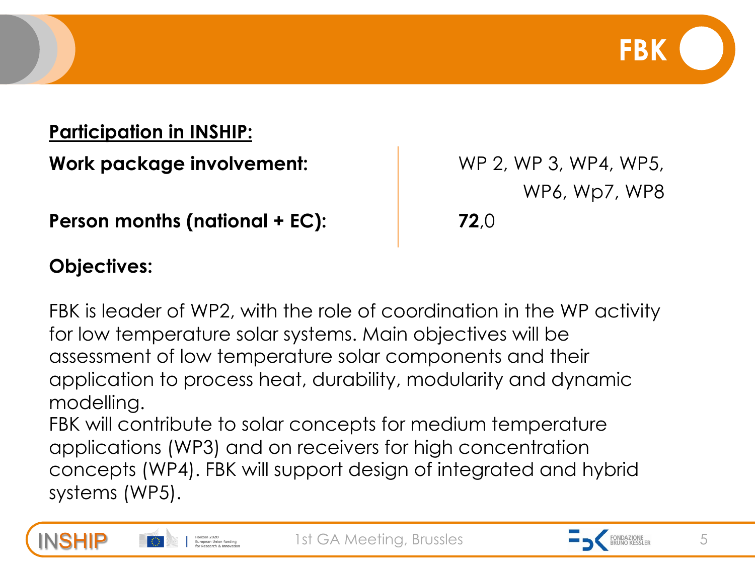# FBK

**Participation in INSHIP:**

| | |
|---|---|
| **Work package involvement:** | WP 2, WP 3, WP4, WP5, WP6, Wp7, WP8 |
| **Person months (national + EC):** | **72**,0 |

**Objectives:**

FBK is leader of WP2, with the role of coordination in the WP activity for low temperature solar systems. Main objectives will be assessment of low temperature solar components and their application to process heat, durability, modularity and dynamic modelling.

FBK will contribute to solar concepts for medium temperature applications (WP3) and on receivers for high concentration concepts (WP4). FBK will support design of integrated and hybrid systems (WP5).